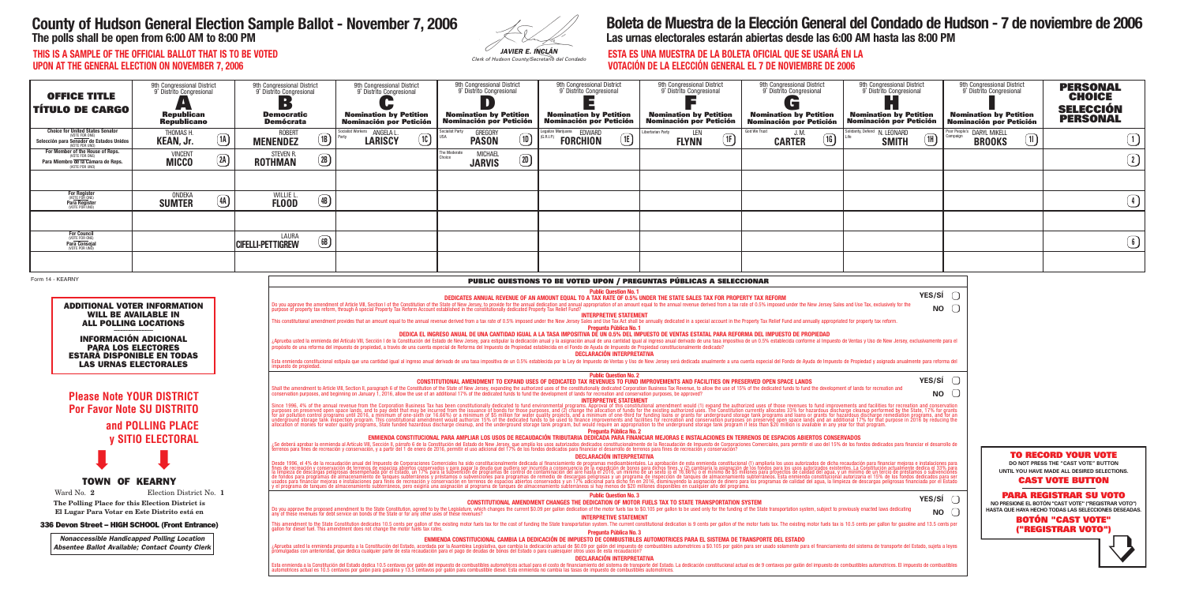# County of Hudson General Election Sample Ballot - November 7, 2006

**The polls shall be open from 6:00 AM to 8:00 PM**

**THIS IS A SAMPLE OF THE OFFICIAL BALLOT THAT IS TO BE VOTED UPON AT THE GENERAL ELECTION ON NOVEMBER 7, 2006**

JAVIER E. INCLÁN
Clerk of Hudson County/Secretario del Condado

# Boleta de Muestra de la Elección General del Condado de Hudson - 7 de noviembre de 2006

**Las urnas electorales estarán abiertas desde las 6:00 AM hasta las 8:00 PM**

**ESTA ES UNA MUESTRA DE LA BOLETA OFICIAL QUE SE USARÁ EN LA VOTACIÓN DE LA ELECCIÓN GENERAL EL 7 DE NOVIEMBRE DE 2006**

| OFFICE TITLE / TÍTULO DE CARGO | 9th Congressional District / 9° Distrito Congresional **A** Republican / Republicano | 9th Congressional District / 9° Distrito Congresional **B** Democratic / Demócrata | 9th Congressional District / 9° Distrito Congresional **C** Nomination by Petition / Nominación por Petición | 9th Congressional District / 9° Distrito Congresional **D** Nomination by Petition / Nominación por Petición | 9th Congressional District / 9° Distrito Congresional **E** Nomination by Petition / Nominación por Petición | 9th Congressional District / 9° Distrito Congresional **F** Nomination by Petition / Nominación por Petición | 9th Congressional District / 9° Distrito Congresional **G** Nomination by Petition / Nominación por Petición | 9th Congressional District / 9° Distrito Congresional **H** Nomination by Petition / Nominación por Petición | 9th Congressional District / 9° Distrito Congresional **I** Nomination by Petition / Nominación por Petición | PERSONAL CHOICE / SELECCIÓN PERSONAL |
|---|---|---|---|---|---|---|---|---|---|---|
| **Choice for United States Senator** (VOTE FOR ONE) / **Selección para Senador de Estados Unidos** (VOTE POR UNO) | THOMAS H. **KEAN, Jr.** (1A) | ROBERT **MENENDEZ** (1B) | Socialist Workers Party ANGELA L. **LARISCY** (1C) | Socialist Party USA GREGORY **PASON** (1D) | Legalize Marijuana (G.R.I.P.) EDWARD **FORCHION** (1E) | Libertarian Party LEN **FLYNN** (1F) | God We Trust J.M. **CARTER** (1G) | Solidarity, Defend Life N. LEONARD **SMITH** (1H) | Poor People's Campaign DARYL MIKELL **BROOKS** (1I) | (1) |
| **For Member of the House of Reps.** (VOTE FOR ONE) / **Para Miembro de la Cámara de Reps.** (VOTE POR UNO) | VINCENT **MICCO** (2A) | STEVEN R. **ROTHMAN** (2B) | | The Moderate Choice MICHAEL **JARVIS** (2D) | | | | | | (2) |
| | | | | | | | | | | |
| **For Register** (VOTE FOR ONE) / **Para Register** (VOTE POR UNO) | ONDEKA **SUMTER** (4A) | WILLIE L. **FLOOD** (4B) | | | | | | | | (4) |
| | | | | | | | | | | |
| **For Council** (VOTE FOR ONE) / **Para Consejal** (VOTE POR UNO) | | LAURA **CIFELLI-PETTIGREW** (6B) | | | | | | | | (6) |
| | | | | | | | | | | |

Form 14 - KEARNY

**ADDITIONAL VOTER INFORMATION WILL BE AVAILABLE IN ALL POLLING LOCATIONS**

**INFORMACIÓN ADICIONAL PARA LOS ELECTORES ESTARÁ DISPONIBLE EN TODAS LAS URNAS ELECTORALES**

**Please Note YOUR DISTRICT**
**Por Favor Note SU DISTRITO**
**and POLLING PLACE**
**y SITIO ELECTORAL**

**TOWN OF KEARNY**

Ward No. **2** Election District No. **1**

**The Polling Place for this Election District is**
**El Lugar Para Votar en Este Distrito está en**

**336 Devon Street – HIGH SCHOOL (Front Entrance)**

*Nonaccessible Handicapped Polling Location*
*Absentee Ballot Available; Contact County Clerk*

## PUBLIC QUESTIONS TO BE VOTED UPON / PREGUNTAS PÚBLICAS A SELECCIONAR

### Public Question No. 1

**DEDICATES ANNUAL REVENUE OF AN AMOUNT EQUAL TO A TAX RATE OF 0.5% UNDER THE STATE SALES TAX FOR PROPERTY TAX REFORM**

Do you approve the amendment of Article VIII, Section I of the Constitution of the State of New Jersey, to provide for the annual dedication and annual appropriation of an amount equal to the annual revenue derived from a tax rate of 0.5% imposed under the New Jersey Sales and Use Tax, exclusively for the purpose of property tax reform, through A Special Property Tax Reform Account established in the constitutionally dedicated Property Tax Relief Fund?

YES/SÍ ○ NO ○

**INTERPRETIVE STATEMENT**

This constitutional amendment provides that an amount equal to the annual revenue derived from a tax rate of 0.5% imposed under the New Jersey Sales and Use Tax Act shall be annually dedicated in a special account in the Property Tax Relief Fund and annually appropriated for property tax reform.

**Pregunta Pública No. 1**

**DEDICA EL INGRESO ANUAL DE UNA CANTIDAD IGUAL A LA TASA IMPOSITIVA DE UN 0.5% DEL IMPUESTO DE VENTAS ESTATAL PARA REFORMA DEL IMPUESTO DE PROPIEDAD**

¿Aprueba usted la enmienda del Artículo VIII, Sección I de la Constitución del Estado de New Jersey, para estipular la dedicación anual y la asignación anual de una cantidad igual al ingreso anual derivado de una tasa impositiva de un 0.5% establecida conforme al Impuesto de Ventas y Uso de New Jersey, exclusivamente para el propósito de una reforma del impuesto de propiedad, a través de una cuenta especial de Reforma del Impuesto de Propiedad establecida en el Fondo de Ayuda de Impuesto de Propiedad constitucionalmente dedicado?

**DECLARACIÓN INTERPRETATIVA**

Esta enmienda constitucional estipula que una cantidad igual al ingreso anual derivado de una tasa impositiva de un 0.5% establecida por la Ley de Impuesto de Ventas y Uso de New Jersey será dedicada anualmente a una cuenta especial del Fondo de Ayuda de Impuesto de Propiedad y asignada anualmente para reforma del impuesto de propiedad.

### Public Question No. 2

**CONSTITUTIONAL AMENDMENT TO EXPAND USES OF DEDICATED TAX REVENUES TO FUND IMPROVEMENTS AND FACILITIES ON PRESERVED OPEN SPACE LANDS**

Shall the amendment to Article VIII, Section II, paragraph 6 of the Constitution of the State of New Jersey, expanding the authorized uses of the constitutionally dedicated Corporation Business Tax Revenue, to allow the use of 15% of the dedicated funds to fund the development of lands for recreation and conservation purposes, and beginning on January 1, 2016, allow the use of an additional 17% of the dedicated funds to fund the development of lands for recreation and conservation purposes, be approved?

YES/SÍ ○ NO ○

**INTERPRETIVE STATEMENT**

Since 1996, 4% of the annual revenue from the Corporation Business Tax has been constitutionally dedicated to fund environmental programs. Approval of this constitutional amendment would (1) expand the authorized uses of those revenues to fund improvements and facilities for recreation and conservation purposes on preserved open space lands, and to pay debt that may be incurred from the issuance of bonds for those purposes, and (2) change the allocation of funds for the existing authorized uses. The Constitution currently allocates 33% for hazardous discharge cleanup performed by the State, 17% for grants for air pollution control programs until 2016, a minimum of one-sixth (or 16.66%) or a minimum of $5 million for water quality projects, and a minimum of one-third for funding loans or grants for underground storage tank programs and loans or grants for hazardous discharge remediation programs, and for an underground storage tank inspection program. This constitutional amendment would authorize 15% of the dedicated funds to be used to finance improvements and facilities for recreation and conservation purposes on preserved open space lands and an additional 17% for that purpose in 2016 by reducing the allocation of monies for water quality programs, State funded hazardous discharge cleanup, and the underground storage tank program, but would require an appropriation to the underground storage tank program if less than $20 million is available in any year for that program.

**Pregunta Pública No. 2**

**ENMIENDA CONSTITUCIONAL PARA AMPLIAR LOS USOS DE RECAUDACIÓN TRIBUTARIA DEDICADA PARA FINANCIAR MEJORAS E INSTALACIONES EN TERRENOS DE ESPACIOS ABIERTOS CONSERVADOS**

¿Se deberá aprobar la enmienda al Artículo VIII, Sección II, párrafo 6 de la Constitución del Estado de New Jersey, que amplía los usos autorizados dedicados constitucionalmente de la Recaudación de Impuesto de Corporaciones Comerciales, para permitir el uso del 15% de los fondos dedicados para financiar el desarrollo de terrenos para fines de recreación y conservación, y a partir del 1 de enero de 2016, permitir el uso adicional del 17% de los fondos dedicados para financiar el desarrollo de terrenos para fines de recreación y conservación?

**DECLARACIÓN INTERPRETATIVA**

Desde 1996, el 4% de la recaudación anual del Impuesto de Corporaciones Comerciales ha sido constitucionalmente dedicada al financiamiento de programas medioambientales. La aprobación de esta enmienda constitucional (1) ampliaría los usos autorizados de dicha recaudación para financiar mejoras e instalaciones para fines de recreación y conservación de terrenos de espacios abiertos conservados y para pagar la deuda que pudiera ser incurrida a consecuencia de la expedición de bonos para dichos fines, y (2) cambiaría la asignación de los fondos para los usos autorizados existentes. La Constitución actualmente dedica el 33% para la limpieza de descargas peligrosas desempeñada por el Estado, un 17% para la subvención de programas de control de contaminación del aire hasta el 2016, un mínimo de un sexto (o el 16.66%) o el mínimo de $5 millones para proyectos de calidad del agua, y un mínimo de un tercio de préstamos o subvenciones de fondos para programas de almacenamiento de tanques subterráneos y préstamos o subvenciones para programas de remedio de descargas peligrosas y un programa de inspección de tanques de almacenamiento subterráneos. Esta enmienda constitucional autorizaría el 15% de los fondos dedicados para ser usados para financiar mejoras e instalaciones para fines de recreación y conservación en terrenos de espacios abiertos conservados y un 17% adicional para dicho fin en 2016, disminuyendo la asignación de dinero para los programas de calidad del agua, la limpieza de descargas peligrosas financiada por el Estado y el programa de tanques de almacenamiento subterráneos, pero exigirá una asignación al programa de tanques de almacenamiento subterráneos si hay menos de $20 millones disponibles en cualquier año del programa.

### Public Question No. 3

**CONSTITUTIONAL AMENDMENT CHANGES THE DEDICATION OF MOTOR FUELS TAX TO STATE TRANSPORTATION SYSTEM**

Do you approve the proposed amendment to the State Constitution, agreed to by the Legislature, which changes the current $0.09 per gallon dedication of the motor fuels tax to $0.105 per gallon to be used only for the funding of the State transportation system, subject to previously enacted laws dedicating any of these revenues for debt service on bonds of the State or for any other uses of these revenues?

YES/SÍ ○ NO ○

**INTERPRETIVE STATEMENT**

This amendment to the State Constitution dedicates 10.5 cents per gallon of the existing motor fuels tax for the cost of funding the State transportation system. The current constitutional dedication is 9 cents per gallon of the motor fuels tax. The existing motor fuels tax is 10.5 cents per gallon for gasoline and 13.5 cents per gallon for diesel fuel. This amendment does not change the motor fuels tax rates.

**Pregunta Pública No. 3**

**ENMIENDA CONSTITUCIONAL CAMBIA LA DEDICACIÓN DE IMPUESTO DE COMBUSTIBLES AUTOMOTRICES PARA EL SISTEMA DE TRANSPORTE DEL ESTADO**

¿Aprueba usted la enmienda propuesta a la Constitución del Estado, acordada por la Asamblea Legislativa, que cambia la dedicación actual de $0.09 por galón del impuesto de combustibles automotrices a $0.105 por galón para ser usado solamente para el financiamiento del sistema de transporte del Estado, sujeta a leyes promulgadas con anterioridad, que dedica cualquier parte de esta recaudación para el pago de deudas de bonos del Estado o para cualquier otro uso de esta recaudación?

**DECLARACIÓN INTERPRETATIVA**

Esta enmienda a la Constitución del Estado dedica 10.5 centavos por galón del impuesto de combustibles automotrices actual para el costo de financiamiento del sistema de transporte del Estado. La dedicación constitucional actual es de 9 centavos por galón del impuesto de combustibles automotrices. El impuesto de combustibles automotrices actual es 10.5 centavos por galón para gasolina y 13.5 centavos por galón para combustible diesel. Esta enmienda no cambia las tasas de impuesto de combustibles automotrices.

**TO RECORD YOUR VOTE**
**DO NOT PRESS THE "CAST VOTE" BUTTON UNTIL YOU HAVE MADE ALL DESIRED SELECTIONS.**
**CAST VOTE BUTTON**

**PARA REGISTRAR SU VOTO**
**NO PRESIONE EL BOTÓN "CAST VOTE" ("REGISTRAR VOTO") HASTA QUE HAYA HECHO TODAS LAS SELECCIONES DESEADAS.**
**BOTÓN "CAST VOTE" ("REGISTRAR VOTO")**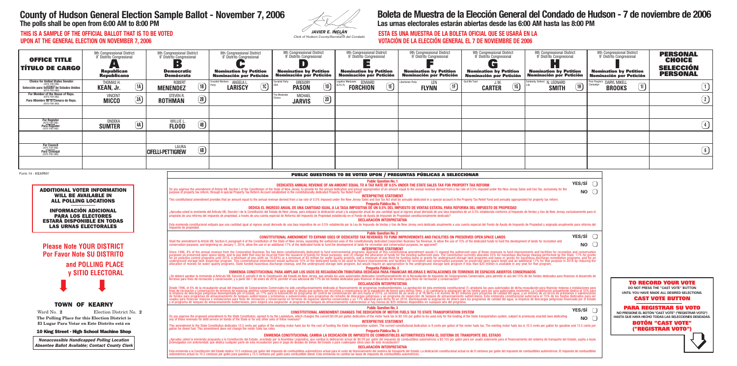# County of Hudson General Election Sample Ballot - November 7, 2006

**The polls shall be open from 6:00 AM to 8:00 PM**

**THIS IS A SAMPLE OF THE OFFICIAL BALLOT THAT IS TO BE VOTED UPON AT THE GENERAL ELECTION ON NOVEMBER 7, 2006**

*JAVIER E. INCLÁN*
*Clerk of Hudson County/Secretario del Condado*

# Boleta de Muestra de la Elección General del Condado de Hudson - 7 de noviembre de 2006

**Las urnas electorales estarán abiertas desde las 6:00 AM hasta las 8:00 PM**

**ESTA ES UNA MUESTRA DE LA BOLETA OFICIAL QUE SE USARÁ EN LA VOTACIÓN DE LA ELECCIÓN GENERAL EL 7 DE NOVIEMBRE DE 2006**

| OFFICE TITLE / TÍTULO DE CARGO | 9th Congressional District / 9° Distrito Congresional — A — Republican / Republicano | 9th Congressional District / 9° Distrito Congresional — B — Democratic / Demócrata | 9th Congressional District / 9° Distrito Congresional — C — Nomination by Petition / Nominación por Petición | 9th Congressional District / 9° Distrito Congresional — D — Nomination by Petition / Nominación por Petición | 9th Congressional District / 9° Distrito Congresional — E — Nomination by Petition / Nominación por Petición | 9th Congressional District / 9° Distrito Congresional — F — Nomination by Petition / Nominación por Petición | 9th Congressional District / 9° Distrito Congresional — G — Nomination by Petition / Nominación por Petición | 9th Congressional District / 9° Distrito Congresional — H — Nomination by Petition / Nominación por Petición | 9th Congressional District / 9° Distrito Congresional — I — Nomination by Petition / Nominación por Petición | PERSONAL CHOICE / SELECCIÓN PERSONAL |
|---|---|---|---|---|---|---|---|---|---|---|
| Choice for United States Senator (VOTE FOR ONE) / Selección para Senador de Estados Unidos (VOTE POR UNO) | THOMAS H. KEAN, Jr. (1A) | ROBERT MENENDEZ (1B) | Socialist Workers Party — ANGELA L. LARISCY (1C) | Socialist Party USA — GREGORY PASON (1D) | Legalize Marijuana (G.R.I.P.) — EDWARD FORCHION (1E) | Libertarian Party — LEN FLYNN (1F) | God We Trust — J.M. CARTER (1G) | Solidarity, Defend Life — N. LEONARD SMITH (1H) | Poor People's Campaign — DARYL MIKELL BROOKS (1I) | (1) |
| For Member of the House of Reps. (VOTE FOR ONE) / Para Miembro de la Cámara de Reps. (VOTE POR UNO) | VINCENT MICCO (2A) | STEVEN R. ROTHMAN (2B) | | The Moderate Choice — MICHAEL JARVIS (2D) | | | | | | (2) |
| | | | | | | | | | | |
| For Register (VOTE FOR ONE) / Para Register (VOTE POR UNO) | ONDEKA SUMTER (4A) | WILLIE L. FLOOD (4B) | | | | | | | | (4) |
| | | | | | | | | | | |
| For Council (VOTE FOR ONE) / Para Consejal (VOTE POR UNO) | | LAURA CIFELLI-PETTIGREW (6B) | | | | | | | | (6) |
| | | | | | | | | | | |

Form 14 - KEARNY

**ADDITIONAL VOTER INFORMATION WILL BE AVAILABLE IN ALL POLLING LOCATIONS**

**INFORMACIÓN ADICIONAL PARA LOS ELECTORES ESTARÁ DISPONIBLE EN TODAS LAS URNAS ELECTORALES**

**Please Note YOUR DISTRICT / Por Favor Note SU DISTRITO and POLLING PLACE / y SITIO ELECTORAL**

**TOWN OF KEARNY**

Ward No. **2** Election District No. **2**

**The Polling Place for this Election District is**
**El Lugar Para Votar en Este Distrito está en**

**10 King Street - High School Machine Shop**

*Nonaccessible Handicapped Polling Location*
*Absentee Ballot Available; Contact County Clerk*

## PUBLIC QUESTIONS TO BE VOTED UPON / PREGUNTAS PÚBLICAS A SELECCIONAR

### Public Question No. 1

**DEDICATES ANNUAL REVENUE OF AN AMOUNT EQUAL TO A TAX RATE OF 0.5% UNDER THE STATE SALES TAX FOR PROPERTY TAX REFORM**

Do you approve the amendment of Article VIII, Section I of the Constitution of the State of New Jersey, to provide for the annual dedication and annual appropriation of an amount equal to the annual revenue derived from a tax rate of 0.5% imposed under the New Jersey Sales and Use Tax, exclusively for the purpose of property tax reform, through A Special Property Tax Reform Account established in the constitutionally dedicated Property Tax Relief Fund?

YES/SÍ ◯ NO ◯

**INTERPRETIVE STATEMENT**

This constitutional amendment provides that an amount equal to the annual revenue derived from a tax rate of 0.5% imposed under the New Jersey Sales and Use Tax Act shall be annually dedicated in a special account in the Property Tax Relief Fund and annually appropriated for property tax reform.

**Pregunta Pública No. 1**

**DEDICA EL INGRESO ANUAL DE UNA CANTIDAD IGUAL A LA TASA IMPOSITIVA DE UN 0.5% DEL IMPUESTO DE VENTAS ESTATAL PARA REFORMA DEL IMPUESTO DE PROPIEDAD**

¿Aprueba usted la enmienda del Artículo VIII, Sección I de la Constitución del Estado de New Jersey, para estipular la dedicación anual y la asignación anual de una cantidad igual al ingreso anual derivado de una tasa impositiva de un 0.5% establecida conforme al Impuesto de Ventas y Uso de New Jersey, exclusivamente para el propósito de una reforma del impuesto de propiedad, a través de una cuenta especial de Reforma del Impuesto de Propiedad establecida en el Fondo de Ayuda de Impuesto de Propiedad constitucionalmente dedicado?

**DECLARACIÓN INTERPRETATIVA**

Esta enmienda constitucional estipula que una cantidad igual al ingreso anual derivado de una tasa impositiva de un 0.5% establecida por la Ley de Impuesto de Ventas y Uso de New Jersey será dedicada anualmente a una cuenta especial del Fondo de Ayuda de Impuesto de Propiedad y asignada anualmente para reforma del impuesto de propiedad.

### Public Question No. 2

**CONSTITUTIONAL AMENDMENT TO EXPAND USES OF DEDICATED TAX REVENUES TO FUND IMPROVEMENTS AND FACILITIES ON PRESERVED OPEN SPACE LANDS**

Shall the amendment to Article VIII, Section II, paragraph 6 of the Constitution of the State of New Jersey, expanding the authorized uses of the constitutionally dedicated Corporation Business Tax Revenue, to allow the use of 15% of the dedicated funds to fund the development of lands for recreation and conservation purposes, and beginning on January 1, 2016, allow the use of an additional 17% of the dedicated funds to fund the development of lands for recreation and conservation purposes, be approved?

YES/SÍ ◯ NO ◯

**INTERPRETIVE STATEMENT**

Since 1996, 4% of the annual revenue from the Corporation Business Tax has been constitutionally dedicated to fund environmental programs. Approval of this constitutional amendment would (1) expand the authorized uses of those revenues to fund improvements and facilities for recreation and conservation purposes on preserved open space lands, and to pay debt that may be incurred from the issuance of bonds for those purposes, and (2) change the allocation of funds for the existing authorized uses. The Constitution currently allocates 33% for hazardous discharge cleanup performed by the State, 17% for grants for air pollution control programs until 2016, a minimum of one-sixth (or 16.66%) or a minimum of $5 million for water quality projects, and a minimum of $5 million for funding loans or grants for underground storage tank programs and loans or grants for hazardous discharge remediation programs, and for an underground storage tank inspection program. This constitutional amendment would authorize 15% of the dedicated funds to be used to finance improvements and facilities for recreation and conservation purposes on preserved open space lands and an additional 17% for that purpose in 2016 by reducing the allocation of monies for water quality programs, State funded hazardous discharge cleanup, and the underground storage tank program, but would require an appropriation to the underground storage tank program if less than $20 million is available in any year for that program.

**Pregunta Pública No. 2**

**ENMIENDA CONSTITUCIONAL PARA AMPLIAR LOS USOS DE RECAUDACIÓN TRIBUTARIA DEDICADA PARA FINANCIAR MEJORAS E INSTALACIONES EN TERRENOS DE ESPACIOS ABIERTOS CONSERVADOS**

¿Se deberá aprobar la enmienda al Artículo VIII, Sección II, párrafo 6 de la Constitución del Estado de New Jersey, que amplía los usos autorizados dedicados constitucionalmente de la Recaudación de Impuesto de Corporaciones Comerciales, para permitir el uso del 15% de los fondos dedicados para financiar el desarrollo de terrenos para fines de recreación y conservación, y a partir del 1 de enero de 2016, permitir el uso adicional del 17% de los fondos dedicados para financiar el desarrollo de terrenos para fines de recreación y conservación?

**DECLARACIÓN INTERPRETATIVA**

Desde 1996, el 4% de la recaudación anual del Impuesto de Corporaciones Comerciales ha sido constitucionalmente dedicada al financiamiento de programas medioambientales. La aprobación de esta enmienda constitucional (1) ampliaría los usos autorizados de dicha recaudación para financiar mejoras e instalaciones para fines de recreación y conservación de terrenos de espacios abiertos conservados y para pagar la deuda que pudiera ser incurrida a consecuencia de la expedición de bonos para dichos fines, y (2) cambiaría la asignación de los fondos para los usos autorizados existentes. La Constitución actualmente dedica el 33% para la limpieza de descargas peligrosas desempeñada por el Estado, un 17% para la subvención de programas de control de contaminación del aire hasta el 2016, un mínimo de un sexto (o de 16.66%) o un mínimo de $5 millones para proyectos de calidad del agua, y un mínimo de un tercio de préstamos o subvenciones de fondos para programas de almacenamiento de tanques subterráneos y préstamos o subvenciones para programas de remedio de descargas peligrosas y un programa de inspección de tanques de almacenamiento subterráneos. Esta enmienda constitucional autorizaría el 15% de los fondos dedicados para ser usados para financiar mejoras e instalaciones para fines de recreación y conservación en terrenos de espacios abiertos conservados y un 17% adicional para dicho fin en 2016, disminuyendo la asignación de dinero para los programas de calidad del agua, la limpieza de descargas peligrosas financiada por el Estado y el programa de tanques de almacenamiento subterráneos, pero exigirá una asignación al programa de tanques de almacenamiento subterráneos si hay menos de $20 millones disponibles en cualquier año del programa.

### Public Question No. 3

**CONSTITUTIONAL AMENDMENT CHANGES THE DEDICATION OF MOTOR FUELS TAX TO STATE TRANSPORTATION SYSTEM**

Do you approve the proposed amendment to the State Constitution, agreed to by the Legislature, which changes the current $0.09 per gallon dedication of the motor fuels tax to $0.105 per gallon to be used only for the funding of the State transportation system, subject to previously enacted laws dedicating any of these revenues for debt service on bonds of the State or for any other uses of these revenues?

YES/SÍ ◯ NO ◯

**INTERPRETIVE STATEMENT**

This amendment to the State Constitution dedicates 10.5 cents per gallon of the existing motor fuels tax for the cost of funding the State transportation system. The current constitutional dedication is 9 cents per gallon of the motor fuels tax. The existing motor fuels tax is 10.5 cents per gallon for gasoline and 13.5 cents per gallon for diesel fuel. This amendment does not change the motor fuels tax rates.

**Pregunta Pública No. 3**

**ENMIENDA CONSTITUCIONAL CAMBIA LA DEDICACIÓN DE IMPUESTO DE COMBUSTIBLES AUTOMOTRICES PARA EL SISTEMA DE TRANSPORTE DEL ESTADO**

¿Aprueba usted la enmienda propuesta a la Constitución del Estado, acordada por la Asamblea Legislativa, que cambia la dedicación actual de $0.09 por galón del impuesto de combustibles automotrices a $0.105 por galón para ser usado solamente para el financiamiento del sistema de transporte del Estado, sujeta a leyes promulgadas con anterioridad, que dedica cualquier parte de esta recaudación para el pago de deudas de bonos del Estado o para cualesquier otros usos de esta recaudación?

**DECLARACIÓN INTERPRETATIVA**

Esta enmienda a la Constitución del Estado dedica 10.5 centavos por galón del impuesto de combustibles automotrices actual para el costo de financiamiento del sistema de transporte del Estado. La dedicación constitucional actual es de 9 centavos por galón del impuesto de combustibles automotrices. El impuesto de combustibles automotrices actual es 10.5 centavos por galón para gasolina y 13.5 centavos por galón para combustible diesel. Esta enmienda no cambia las tasas de impuesto de combustibles automotrices.

**TO RECORD YOUR VOTE**

**DO NOT PRESS THE "CAST VOTE" BUTTON UNTIL YOU HAVE MADE ALL DESIRED SELECTIONS.**

**CAST VOTE BUTTON**

**PARA REGISTRAR SU VOTO**

**NO PRESIONE EL BOTÓN "CAST VOTE" ("REGISTRAR VOTO") HASTA QUE HAYA HECHO TODAS LAS SELECCIONES DESEADAS.**

**BOTÓN "CAST VOTE" ("REGISTRAR VOTO")**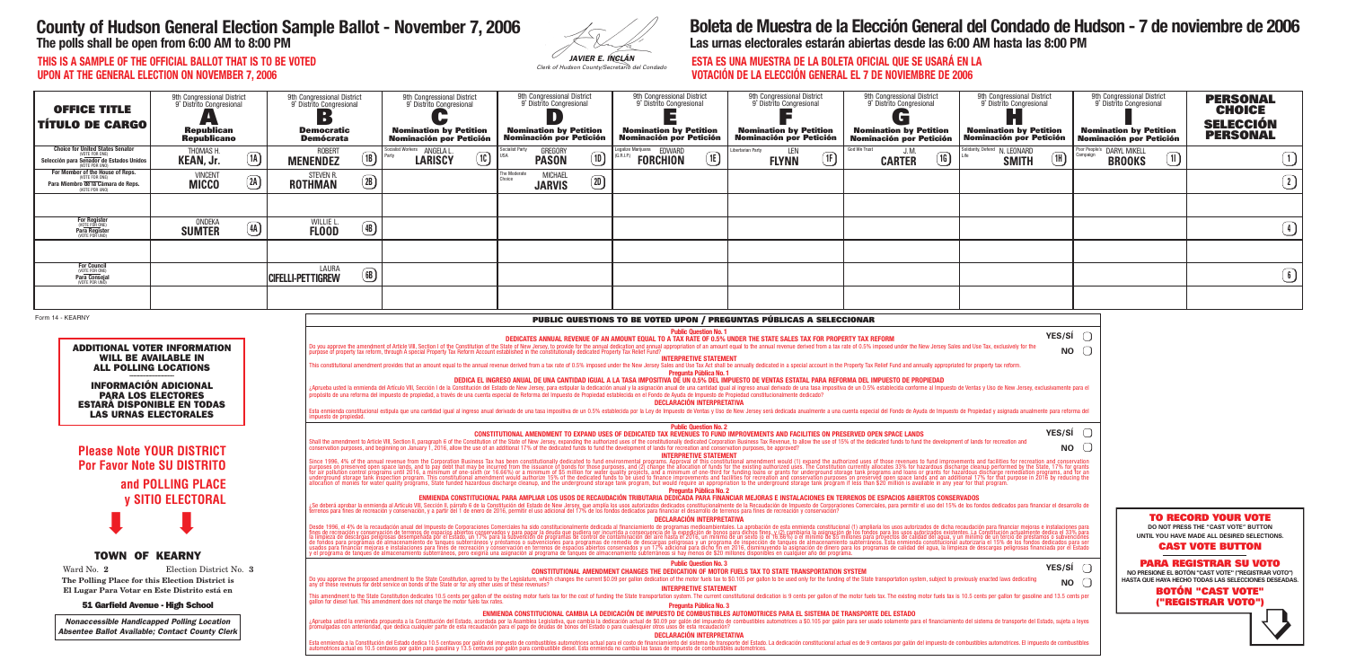# County of Hudson General Election Sample Ballot - November 7, 2006

**The polls shall be open from 6:00 AM to 8:00 PM**

**THIS IS A SAMPLE OF THE OFFICIAL BALLOT THAT IS TO BE VOTED UPON AT THE GENERAL ELECTION ON NOVEMBER 7, 2006**

JAVIER E. INCLÁN
*Clerk of Hudson County/Secretario del Condado*

# Boleta de Muestra de la Elección General del Condado de Hudson - 7 de noviembre de 2006

**Las urnas electorales estarán abiertas desde las 6:00 AM hasta las 8:00 PM**

**ESTA ES UNA MUESTRA DE LA BOLETA OFICIAL QUE SE USARÁ EN LA VOTACIÓN DE LA ELECCIÓN GENERAL EL 7 DE NOVIEMBRE DE 2006**

| OFFICE TITLE / TÍTULO DE CARGO | 9th Congressional District / 9° Distrito Congresional — A — Republican / Republicano | 9th Congressional District / 9° Distrito Congresional — B — Democratic / Demócrata | 9th Congressional District / 9° Distrito Congresional — C — Nomination by Petition / Nominación por Petición | 9th Congressional District / 9° Distrito Congresional — D — Nomination by Petition / Nominación por Petición | 9th Congressional District / 9° Distrito Congresional — E — Nomination by Petition / Nominación por Petición | 9th Congressional District / 9° Distrito Congresional — F — Nomination by Petition / Nominación por Petición | 9th Congressional District / 9° Distrito Congresional — G — Nomination by Petition / Nominación por Petición | 9th Congressional District / 9° Distrito Congresional — H — Nomination by Petition / Nominación por Petición | 9th Congressional District / 9° Distrito Congresional — I — Nomination by Petition / Nominación por Petición | PERSONAL CHOICE / SELECCIÓN PERSONAL |
|---|---|---|---|---|---|---|---|---|---|---|
| Choice for United States Senator (VOTE FOR ONE) / Selección para Senador de Estados Unidos (VOTE POR UNO) | THOMAS H. KEAN, Jr. (1A) | ROBERT MENENDEZ (1B) | Socialist Workers Party — ANGELA L. LARISCY (1C) | Socialist Party USA — GREGORY PASON (1D) | Legalize Marijuana (G.R.I.P.) — EDWARD FORCHION (1E) | Libertarian Party — LEN FLYNN (1F) | God We Trust — J.M. CARTER (1G) | Solidarity, Defend Life — N. LEONARD SMITH (1H) | Poor People's Campaign — DARYL MIKELL BROOKS (1I) | (1) |
| For Member of the House of Reps. (VOTE FOR ONE) / Para Miembro de la Cámara de Reps. (VOTE POR UNO) | VINCENT MICCO (2A) | STEVEN R. ROTHMAN (2B) | | The Moderate Choice — MICHAEL JARVIS (2D) | | | | | | (2) |
| | | | | | | | | | | |
| For Register (VOTE FOR ONE) / Para Register (VOTE POR UNO) | ONDEKA SUMTER (4A) | WILLIE L. FLOOD (4B) | | | | | | | | (4) |
| | | | | | | | | | | |
| For Council (VOTE FOR ONE) / Para Consejal (VOTE POR UNO) | | LAURA CIFELLI-PETTIGREW (6B) | | | | | | | | (6) |
| | | | | | | | | | | |

Form 14 - KEARNY

**ADDITIONAL VOTER INFORMATION WILL BE AVAILABLE IN ALL POLLING LOCATIONS**

**INFORMACIÓN ADICIONAL PARA LOS ELECTORES ESTARÁ DISPONIBLE EN TODAS LAS URNAS ELECTORALES**

**Please Note YOUR DISTRICT**
**Por Favor Note SU DISTRITO**
**and POLLING PLACE**
**y SITIO ELECTORAL**

**TOWN OF KEARNY**

Ward No. **2** Election District No. **3**

**The Polling Place for this Election District is**
**El Lugar Para Votar en Este Distrito está en**

**51 Garfield Avenue - High School**

***Nonaccessible Handicapped Polling Location***
***Absentee Ballot Available; Contact County Clerk***

## PUBLIC QUESTIONS TO BE VOTED UPON / PREGUNTAS PÚBLICAS A SELECCIONAR

**Public Question No. 1**

**DEDICATES ANNUAL REVENUE OF AN AMOUNT EQUAL TO A TAX RATE OF 0.5% UNDER THE STATE SALES TAX FOR PROPERTY TAX REFORM**

Do you approve the amendment of Article VIII, Section I of the Constitution of the State of New Jersey, to provide for the annual dedication and annual appropriation of an amount equal to the annual revenue derived from a tax rate of 0.5% imposed under the New Jersey Sales and Use Tax, exclusively for the purpose of property tax reform, through A Special Property Tax Reform Account established in the constitutionally dedicated Property Tax Relief Fund?

YES/SÍ ○ NO ○

**INTERPRETIVE STATEMENT**

This constitutional amendment provides that an amount equal to the annual revenue derived from a tax rate of 0.5% imposed under the New Jersey Sales and Use Tax Act shall be annually dedicated in a special account in the Property Tax Relief Fund and annually appropriated for property tax reform.

**Pregunta Pública No. 1**

**DEDICA EL INGRESO ANUAL DE UNA CANTIDAD IGUAL A LA TASA IMPOSITIVA DE UN 0.5% DEL IMPUESTO DE VENTAS ESTATAL PARA REFORMA DEL IMPUESTO DE PROPIEDAD**

¿Aprueba usted la enmienda del Artículo VIII, Sección I de la Constitución del Estado de New Jersey, para estipular la dedicación anual y la asignación anual de una cantidad igual al ingreso anual derivado de una tasa impositiva de un 0.5% establecida conforme al Impuesto de Ventas y Uso de New Jersey, exclusivamente para el propósito de una reforma del impuesto de propiedad, a través de una cuenta especial de Reforma del Impuesto de Propiedad establecida en el Fondo de Ayuda de Impuesto de Propiedad constitucionalmente dedicado?

**DECLARACIÓN INTERPRETATIVA**

Esta enmienda constitucional estipula que una cantidad igual al ingreso anual derivado de una tasa impositiva de un 0.5% establecida por la Ley de Impuesto de Ventas y Uso de New Jersey será dedicada anualmente a una cuenta especial del Fondo de Ayuda de Impuesto de Propiedad y asignada anualmente para reforma del impuesto de propiedad.

**Public Question No. 2**

**CONSTITUTIONAL AMENDMENT TO EXPAND USES OF DEDICATED TAX REVENUES TO FUND IMPROVEMENTS AND FACILITIES ON PRESERVED OPEN SPACE LANDS**

Shall the amendment to Article VIII, Section II, paragraph 6 of the Constitution of the State of New Jersey, expanding the authorized uses of the constitutionally dedicated Corporation Business Tax Revenue, to allow the use of 15% of the dedicated funds to fund the development of lands for recreation and conservation purposes, and beginning on January 1, 2016, allow the use of an additional 17% of the dedicated funds to fund the development of lands for recreation and conservation purposes, be approved?

YES/SÍ ○ NO ○

**INTERPRETIVE STATEMENT**

Since 1996, 4% of the annual revenue from the Corporation Business Tax has been constitutionally dedicated to fund environmental programs. Approval of this constitutional amendment would (1) expand the authorized uses of those revenues to fund improvements and facilities for recreation and conservation purposes on preserved open space lands, and to pay debt that may be incurred from the issuance of bonds for those purposes, and (2) change the allocation of funds for the existing authorized uses. The Constitution currently allocates 33% for hazardous discharge cleanup performed by the State, 17% for grants for air pollution control programs until 2016, a minimum of one-sixth (or 16.66%) or a minimum of $5 million for water quality projects, and a minimum of one-third for funding loans or grants for underground storage tank programs and loans or grants for hazardous discharge remediation programs, and for an underground storage tank inspection program. This constitutional amendment would authorize 15% of the dedicated funds to be used to finance improvements and facilities for recreation and conservation purposes on preserved open space lands and an additional 17% for that purpose in 2016 by reducing the allocation of monies for water quality programs, State funded hazardous discharge cleanup, and the underground storage tank program, but would require an appropriation to the underground storage tank program if less than $20 million is available in any year for that program.

**Pregunta Pública No. 2**

**ENMIENDA CONSTITUCIONAL PARA AMPLIAR LOS USOS DE RECAUDACIÓN TRIBUTARIA DEDICADA PARA FINANCIAR MEJORAS E INSTALACIONES EN TERRENOS DE ESPACIOS ABIERTOS CONSERVADOS**

¿Se deberá aprobar la enmienda al Artículo VIII, Sección II, párrafo 6 de la Constitución del Estado de New Jersey, que amplía los usos autorizados dedicados constitucionalmente de la Recaudación de Impuesto de Corporaciones Comerciales, para permitir el uso del 15% de los fondos dedicados para financiar el desarrollo de terrenos para fines de recreación y conservación, y a partir del 1 de enero de 2016, permitir el uso adicional del 17% de los fondos dedicados para financiar el desarrollo de terrenos para fines de recreación y conservación?

**DECLARACIÓN INTERPRETATIVA**

Desde 1996, el 4% de la recaudación anual del Impuesto de Corporaciones Comerciales ha sido constitucionalmente dedicada al financiamiento de programas medioambientales. La aprobación de esta enmienda constitucional (1) ampliaría los usos autorizados de dicha recaudación para financiar mejoras e instalaciones para fines de recreación y conservación de terrenos de espacios abiertos conservados y para pagar la deuda que pudiera ser incurrida a consecuencia de la expedición de bonos para dichos fines, y (2) cambiaría la asignación de los fondos para los usos autorizados existentes. La Constitución actualmente dedica el 33% para la limpieza de descargas peligrosas desempeñada por el Estado, un 17% para la subvención de programas de control de contaminación del aire hasta el 2016, un mínimo de un sexto (o el 16.66%) o el mínimo de $5 millones para proyectos de calidad del agua, y un mínimo de un tercio de préstamos o subvenciones de fondos para programas de almacenamiento de tanques subterráneos y préstamos o subvenciones para programas de remedio de descargas peligrosas y un programa de inspección de tanques de almacenamiento subterráneos. Esta enmienda constitucional autorizaría el 15% de los fondos dedicados para ser usados para financiar mejoras e instalaciones para fines de recreación y conservación en terrenos de espacios abiertos conservados y un 17% adicional para dicho fin en 2016, disminuyendo la asignación de dinero para los programas de calidad del agua, la limpieza de descargas peligrosas financiada por el Estado y el programa de tanques de almacenamiento subterráneos, pero exigiría una asignación al programa de tanques de almacenamiento subterráneos si hay menos de $20 millones disponibles en cualquier año del programa.

**Public Question No. 3**

**CONSTITUTIONAL AMENDMENT CHANGES THE DEDICATION OF MOTOR FUELS TAX TO STATE TRANSPORTATION SYSTEM**

Do you approve the proposed amendment to the State Constitution, agreed to by the Legislature, which changes the current $0.09 per gallon dedication of the motor fuels tax to $0.105 per gallon to be used only for the funding of the State transportation system, subject to previously enacted laws dedicating any of these revenues for debt service on bonds of the State or for any other uses of these revenues?

YES/SÍ ○ NO ○

**INTERPRETIVE STATEMENT**

This amendment to the State Constitution dedicates 10.5 cents per gallon of the existing motor fuels tax for the cost of funding the State transportation system. The current constitutional dedication is 9 cents per gallon of the motor fuels tax. The existing motor fuels tax is 10.5 cents per gallon for gasoline and 13.5 cents per gallon for diesel fuel. This amendment does not change the motor fuels tax rates.

**Pregunta Pública No. 3**

**ENMIENDA CONSTITUCIONAL CAMBIA LA DEDICACIÓN DE IMPUESTO DE COMBUSTIBLES AUTOMOTRICES PARA EL SISTEMA DE TRANSPORTE DEL ESTADO**

¿Aprueba usted la enmienda propuesta a la Constitución del Estado, acordada por la Asamblea Legislativa, que cambia la dedicación actual de $0.09 por galón del impuesto de combustibles automotrices a $0.105 por galón para ser usado solamente para el financiamiento del sistema de transporte del Estado, sujeta a leyes promulgadas con anterioridad, que dedica cualquier parte de esta recaudación para el pago de deudas de bonos del Estado o para cualquier otro uso de esta recaudación?

**DECLARACIÓN INTERPRETATIVA**

Esta enmienda a la Constitución del Estado dedica 10.5 centavos por galón del impuesto de combustibles automotrices actual para el costo de financiamiento del sistema de transporte del Estado. La dedicación constitucional actual es de 9 centavos por galón del impuesto de combustibles automotrices. El impuesto de combustibles automotrices actual es 10.5 centavos por galón para gasolina y 13.5 centavos por galón para combustible diesel. Esta enmienda no cambia las tasas de impuesto de combustibles automotrices.

**TO RECORD YOUR VOTE**
**DO NOT PRESS THE "CAST VOTE" BUTTON UNTIL YOU HAVE MADE ALL DESIRED SELECTIONS.**
**CAST VOTE BUTTON**

**PARA REGISTRAR SU VOTO**
**NO PRESIONE EL BOTÓN "CAST VOTE" ("REGISTRAR VOTO") HASTA QUE HAYA HECHO TODAS LAS SELECCIONES DESEADAS.**
**BOTÓN "CAST VOTE" ("REGISTRAR VOTO")**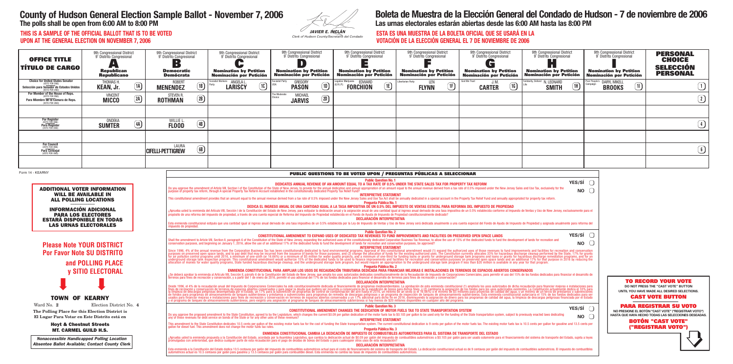# County of Hudson General Election Sample Ballot - November 7, 2006

**The polls shall be open from 6:00 AM to 8:00 PM**

**THIS IS A SAMPLE OF THE OFFICIAL BALLOT THAT IS TO BE VOTED UPON AT THE GENERAL ELECTION ON NOVEMBER 7, 2006**

*JAVIER E. INCLÁN*
*Clerk of Hudson County/Secretario del Condado*

# Boleta de Muestra de la Elección General del Condado de Hudson - 7 de noviembre de 2006

**Las urnas electorales estarán abiertas desde las 6:00 AM hasta las 8:00 PM**

**ESTA ES UNA MUESTRA DE LA BOLETA OFICIAL QUE SE USARÁ EN LA VOTACIÓN DE LA ELECCIÓN GENERAL EL 7 DE NOVIEMBRE DE 2006**

| OFFICE TITLE / TÍTULO DE CARGO | 9th Congressional District / 9° Distrito Congresional **A** Republican / Republicano | 9th Congressional District / 9° Distrito Congresional **B** Democratic / Demócrata | 9th Congressional District / 9° Distrito Congresional **C** Nomination by Petition / Nominación por Petición | 9th Congressional District / 9° Distrito Congresional **D** Nomination by Petition / Nominación por Petición | 9th Congressional District / 9° Distrito Congresional **E** Nomination by Petition / Nominación por Petición | 9th Congressional District / 9° Distrito Congresional **F** Nomination by Petition / Nominación por Petición | 9th Congressional District / 9° Distrito Congresional **G** Nomination by Petition / Nominación por Petición | 9th Congressional District / 9° Distrito Congresional **H** Nomination by Petition / Nominación por Petición | 9th Congressional District / 9° Distrito Congresional **I** Nomination by Petition / Nominación por Petición | PERSONAL CHOICE / SELECCIÓN PERSONAL |
|---|---|---|---|---|---|---|---|---|---|---|
| **Choice for United States Senator** (VOTE FOR ONE) / Selección para Senador de Estados Unidos (VOTE POR UNO) | THOMAS H. **KEAN, Jr.** (1A) | ROBERT **MENENDEZ** (1B) | Socialist Workers Party — ANGELA L. **LARISCY** (1C) | Socialist Party USA — GREGORY **PASON** (1D) | Legalize Marijuana (G.R.I.P.) — EDWARD **FORCHION** (1E) | Libertarian Party — LEN **FLYNN** (1F) | God We Trust — J.M. **CARTER** (1G) | Solidarity, Defend Life — N. LEONARD **SMITH** (1H) | Poor People's Campaign — DARYL MIKELL **BROOKS** (1I) | (1) |
| **For Member of the House of Reps.** (VOTE FOR ONE) / Para Miembro de la Cámara de Reps. (VOTE POR UNO) | VINCENT **MICCO** (2A) | STEVEN R. **ROTHMAN** (2B) | | The Moderate Choice — MICHAEL **JARVIS** (2D) | | | | | | (2) |
| | | | | | | | | | | |
| **For Register** (VOTE FOR ONE) / Para Register (VOTE POR UNO) | ONDEKA **SUMTER** (4A) | WILLIE L. **FLOOD** (4B) | | | | | | | | (4) |
| | | | | | | | | | | |
| **For Council** (VOTE FOR ONE) / Para Consejal (VOTE POR UNO) | | LAURA **CIFELLI-PETTIGREW** (6B) | | | | | | | | (6) |
| | | | | | | | | | | |

Form 14 - KEARNY

**ADDITIONAL VOTER INFORMATION WILL BE AVAILABLE IN ALL POLLING LOCATIONS**

**INFORMACIÓN ADICIONAL PARA LOS ELECTORES ESTARÁ DISPONIBLE EN TODAS LAS URNAS ELECTORALES**

**Please Note YOUR DISTRICT**
**Por Favor Note SU DISTRITO**
**and POLLING PLACE**
**y SITIO ELECTORAL**

**TOWN OF KEARNY**

Ward No. **2** Election District No. **4**

**The Polling Place for this Election District is**
**El Lugar Para Votar en Este Distrito está en**

**Hoyt & Chestnut Streets**
**MT. CARMEL GUILD H.S.**

***Nonaccessible Handicapped Polling Location***
***Absentee Ballot Available; Contact County Clerk***

## PUBLIC QUESTIONS TO BE VOTED UPON / PREGUNTAS PÚBLICAS A SELECCIONAR

### Public Question No. 1
**DEDICATES ANNUAL REVENUE OF AN AMOUNT EQUAL TO A TAX RATE OF 0.5% UNDER THE STATE SALES TAX FOR PROPERTY TAX REFORM**

Do you approve the amendment of Article VIII, Section I of the Constitution of the State of New Jersey, to provide for the annual dedication and annual appropriation of an amount equal to the annual revenue derived from a tax rate of 0.5% imposed under the New Jersey Sales and Use Tax, exclusively for the purpose of property tax reform, through A Special Property Tax Reform Account established in the constitutionally dedicated Property Tax Relief Fund?

**INTERPRETIVE STATEMENT**

This constitutional amendment provides that an amount equal to the annual revenue derived from a tax rate of 0.5% imposed under the New Jersey Sales and Use Tax Act shall be annually dedicated in a special account in the Property Tax Relief Fund and annually appropriated for property tax reform.

**Pregunta Pública No. 1**
**DEDICA EL INGRESO ANUAL DE UNA CANTIDAD IGUAL A LA TASA IMPOSITIVA DE UN 0.5% DEL IMPUESTO DE VENTAS ESTATAL PARA REFORMA DEL IMPUESTO DE PROPIEDAD**

¿Aprueba usted la enmienda del Artículo VIII, Sección I de la Constitución del Estado de New Jersey, para estipular la dedicación anual y la asignación anual de una cantidad igual al ingreso anual derivado de una tasa impositiva de un 0.5% establecida conforme al Impuesto de Ventas y Uso de New Jersey, exclusivamente para el propósito de una reforma del impuesto de propiedad, a través de una cuenta especial de Reforma del Impuesto de Propiedad establecida en el Fondo de Ayuda de Impuesto de Propiedad constitucionalmente dedicado?

**DECLARACIÓN INTERPRETATIVA**

Esta enmienda constitucional estipula que una cantidad igual al ingreso anual derivado de una tasa impositiva de un 0.5% establecida por la Ley de Impuesto de Ventas y Uso de New Jersey será dedicada anualmente a una cuenta especial del Fondo de Ayuda de Impuesto de Propiedad y asignada anualmente para reforma del impuesto de propiedad.

YES/SÍ ◯
NO ◯

### Public Question No. 2
**CONSTITUTIONAL AMENDMENT TO EXPAND USES OF DEDICATED TAX REVENUES TO FUND IMPROVEMENTS AND FACILITIES ON PRESERVED OPEN SPACE LANDS**

Shall the amendment to Article VIII, Section II, paragraph 6 of the Constitution of the State of New Jersey, expanding the authorized uses of the constitutionally dedicated Corporation Business Tax Revenue, to allow the use of 15% of the dedicated funds to fund the development of lands for recreation and conservation purposes, and beginning on January 1, 2016, allow the use of an additional 17% of the dedicated funds to fund the development of lands for recreation and conservation purposes, be approved?

**INTERPRETIVE STATEMENT**

Since 1996, 4% of the annual revenue from the Corporation Business Tax has been constitutionally dedicated to fund environmental programs. Approval of this constitutional amendment would (1) expand the authorized uses of those revenues to fund improvements and facilities for recreation and conservation purposes on preserved open space lands, and to pay debt that may be incurred from the issuance of bonds for those purposes, and (2) change the allocation of funds for the existing authorized uses. The Constitution currently allocates 33% for hazardous discharge cleanup performed by the State, 17% for grants for air pollution control programs until 2016, a minimum of one-sixth (or 16.66%) or a minimum of $5 million for water quality projects, and a minimum of one-third for funding loans or grants for underground storage tank programs and loans or grants for hazardous discharge remediation programs, and for an underground storage tank inspection program. This constitutional amendment would authorize 15% of the dedicated funds to be used to finance improvements and facilities for recreation and conservation purposes on preserved open space lands and an additional 17% for that purpose in 2016 by reducing the allocation of monies for water quality programs, State funded hazardous discharge cleanup, and the underground storage tank program, but would require an appropriation to the underground storage tank program if less than $20 million is available in any year for that program.

**Pregunta Pública No. 2**
**ENMIENDA CONSTITUCIONAL PARA AMPLIAR LOS USOS DE RECAUDACIÓN TRIBUTARIA DEDICADA PARA FINANCIAR MEJORAS E INSTALACIONES EN TERRENOS DE ESPACIOS ABIERTOS CONSERVADOS**

¿Se deberá aprobar la enmienda al Artículo VIII, Sección II, párrafo 6 de la Constitución del Estado de New Jersey, que amplía los usos autorizados dedicados constitucionalmente de la Recaudación de Impuesto de Corporaciones Comerciales, para permitir el uso del 15% de los fondos dedicados para financiar el desarrollo de terrenos para fines de recreación y conservación, y a partir del 1 de enero de 2016, permitir el uso adicional del 17% de los fondos dedicados para financiar el desarrollo de terrenos para fines de recreación y conservación?

**DECLARACIÓN INTERPRETATIVA**

Desde 1996, el 4% de la recaudación anual del Impuesto de Corporaciones Comerciales ha sido constitucionalmente dedicada al financiamiento de programas medioambientales. La aprobación de esta enmienda constitucional (1) ampliaría los usos autorizados de dicha recaudación para financiar mejoras e instalaciones para fines de recreación y conservación en terrenos de espacios abiertos conservados y para pagar la deuda que pudiera ser incurrida a consecuencia de la expedición de bonos para dichos fines, y (2) cambiaría la asignación de los fondos para los usos autorizados existentes. La Constitución actualmente dedica el 33% para la limpieza de descargas peligrosas desempeñada por el Estado, un 17% para la subvención de programas de control de contaminación del aire hasta el 2016, un mínimo de un sexto (o de 16.66%) o un mínimo de $5 millones para proyectos de calidad del agua, y un mínimo de un tercio de préstamos o subvenciones de fondos para programas de almacenamiento de tanques subterráneos y préstamos o subvenciones para programas de remedio de descargas peligrosas y un programa de inspección de tanques de almacenamiento subterráneos. Esta enmienda constitucional autorizaría el 15% de los fondos dedicados para ser usados para financiar mejoras e instalaciones para fines de recreación y conservación en terrenos de espacios abiertos conservados y un 17% adicional para dicho fin en 2016, disminuyendo la asignación de dinero para los programas de calidad del agua, la limpieza de descargas peligrosas financiada por el Estado y el programa de tanques de almacenamiento subterráneos, pero exigiría una asignación al programa de tanques de almacenamiento subterráneos si hay menos de $20 millones disponibles en cualquier año del programa.

YES/SÍ ◯
NO ◯

### Public Question No. 3
**CONSTITUTIONAL AMENDMENT CHANGES THE DEDICATION OF MOTOR FUELS TAX TO STATE TRANSPORTATION SYSTEM**

Do you approve the proposed amendment to the State Constitution, agreed to by the Legislature, which changes the current $0.09 per gallon dedication of the motor fuels tax to $0.105 per gallon to be used only for the funding of the State transportation system, subject to previously enacted laws dedicating any of these revenues for debt service on bonds of the State or for any other uses of these revenues?

**INTERPRETIVE STATEMENT**

This amendment to the State Constitution dedicates 10.5 cents per gallon of the existing motor fuels tax for the cost of funding the State transportation system. The current constitutional dedication is 9 cents per gallon of the motor fuels tax. The existing motor fuels tax is 10.5 cents per gallon for gasoline and 13.5 cents per gallon for diesel fuel. This amendment does not change the motor fuels tax rates.

**Pregunta Pública No. 3**
**ENMIENDA CONSTITUCIONAL CAMBIA LA DEDICACIÓN DE IMPUESTO DE COMBUSTIBLES AUTOMOTRICES PARA EL SISTEMA DE TRANSPORTE DEL ESTADO**

¿Aprueba usted la enmienda propuesta a la Constitución del Estado, acordada por la Asamblea Legislativa, que cambia la dedicación actual de $0.09 por galón del impuesto de combustibles automotrices a $0.105 por galón para ser usado solamente para el financiamiento del sistema de transporte del Estado, sujeta a leyes promulgadas con anterioridad, que dedica cualquier parte de esta recaudación para el pago de deudas de bonos del Estado o para cualesquier otros usos de esta recaudación?

**DECLARACIÓN INTERPRETATIVA**

Esta enmienda a la Constitución del Estado dedica 10.5 centavos por galón del impuesto de combustibles automotrices actual para el costo de financiamiento del sistema de transporte del Estado. La dedicación constitucional actual es de 9 centavos por galón del impuesto de combustibles automotrices. El impuesto de combustibles automotrices actual es 10.5 centavos por galón para gasolina y 13.5 centavos por galón para combustible diesel. Esta enmienda no cambia las tasas de impuesto de combustibles automotrices.

YES/SÍ ◯
NO ◯

**TO RECORD YOUR VOTE**
**DO NOT PRESS THE "CAST VOTE" BUTTON UNTIL YOU HAVE MADE ALL DESIRED SELECTIONS.**
**CAST VOTE BUTTON**

**PARA REGISTRAR SU VOTO**
**NO PRESIONE EL BOTÓN "CAST VOTE" ("REGISTRAR VOTO") HASTA QUE HAYA HECHO TODAS LAS SELECCIONES DESEADAS.**
**BOTÓN "CAST VOTE" ("REGISTRAR VOTO")**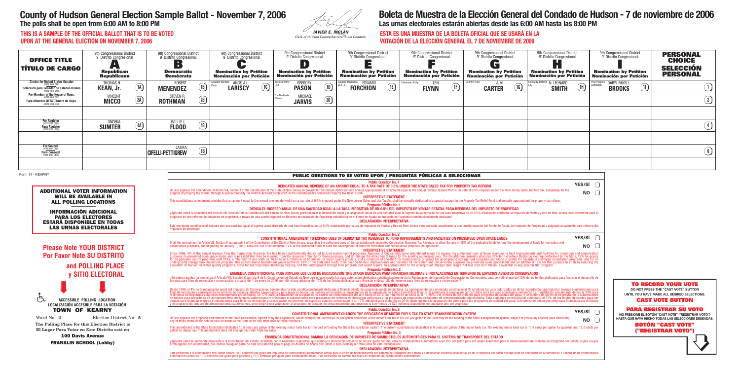# County of Hudson General Election Sample Ballot - November 7, 2006

**The polls shall be open from 6:00 AM to 8:00 PM**

**THIS IS A SAMPLE OF THE OFFICIAL BALLOT THAT IS TO BE VOTED UPON AT THE GENERAL ELECTION ON NOVEMBER 7, 2006**

JAVIER E. INCLÁN
Clerk of Hudson County/Secretario del Condado

# Boleta de Muestra de la Elección General del Condado de Hudson - 7 de noviembre de 2006

**Las urnas electorales estarán abiertas desde las 6:00 AM hasta las 8:00 PM**

**ESTA ES UNA MUESTRA DE LA BOLETA OFICIAL QUE SE USARÁ EN LA VOTACIÓN DE LA ELECCIÓN GENERAL EL 7 DE NOVIEMBRE DE 2006**

| OFFICE TITLE / TÍTULO DE CARGO | 9th Congressional District / 9° Distrito Congresional **A** Republican / Republicano | 9th Congressional District / 9° Distrito Congresional **B** Democratic / Demócrata | 9th Congressional District / 9° Distrito Congresional **C** Nomination by Petition / Nominación por Petición | 9th Congressional District / 9° Distrito Congresional **D** Nomination by Petition / Nominación por Petición | 9th Congressional District / 9° Distrito Congresional **E** Nomination by Petition / Nominación por Petición | 9th Congressional District / 9° Distrito Congresional **F** Nomination by Petition / Nominación por Petición | 9th Congressional District / 9° Distrito Congresional **G** Nomination by Petition / Nominación por Petición | 9th Congressional District / 9° Distrito Congresional **H** Nomination by Petition / Nominación por Petición | 9th Congressional District / 9° Distrito Congresional **I** Nomination by Petition / Nominación por Petición | PERSONAL CHOICE / SELECCIÓN PERSONAL |
|---|---|---|---|---|---|---|---|---|---|---|
| Choice for United States Senator (VOTE FOR ONE) / Selección para Senador de Estados Unidos (VOTE POR UNO) | THOMAS H. KEAN, Jr. (1A) | ROBERT MENENDEZ (1B) | Socialist Workers Party: ANGELA L. LARISCY (1C) | Socialist Party USA: GREGORY PASON (1D) | Legalize Marijuana (G.R.I.P.): EDWARD FORCHION (1E) | Libertarian Party: LEN FLYNN (1F) | God We Trust: J.M. CARTER (1G) | Solidarity, Defend Life: N. LEONARD SMITH (1H) | Poor People's Campaign: DARYL MIKELL BROOKS (1I) | (1) |
| For Member of the House of Reps. (VOTE FOR ONE) / Para Miembro de la Cámara de Reps. (VOTE POR UNO) | VINCENT MICCO (2A) | STEVEN R. ROTHMAN (2B) | | The Moderate Choice: MICHAEL JARVIS (2D) | | | | | | (2) |
| | | | | | | | | | | |
| For Register (VOTE FOR ONE) / Para Register (VOTE POR UNO) | ONDEKA SUMTER (4A) | WILLIE L. FLOOD (4B) | | | | | | | | (4) |
| | | | | | | | | | | |
| For Council (VOTE FOR ONE) / Para Consejal (VOTE POR UNO) | | LAURA CIFELLI-PETTIGREW (6B) | | | | | | | | (6) |
| | | | | | | | | | | |

Form 14 - KEARNY

**ADDITIONAL VOTER INFORMATION WILL BE AVAILABLE IN ALL POLLING LOCATIONS**

**INFORMACIÓN ADICIONAL PARA LOS ELECTORES ESTARÁ DISPONIBLE EN TODAS LAS URNAS ELECTORALES**

**Please Note YOUR DISTRICT Por Favor Note SU DISTRITO and POLLING PLACE y SITIO ELECTORAL**

ACCESSIBLE POLLING LOCATION
LOCALIZACIÓN ACCESIBLE PARA LA VOTACIÓN

**TOWN OF KEARNY**

Ward No. **2** Election District No. **5**

**The Polling Place for this Election District is**
**El Lugar Para Votar en Este Distrito está en**

**100 Davis Avenue**
**FRANKLIN SCHOOL (Lobby)**

## PUBLIC QUESTIONS TO BE VOTED UPON / PREGUNTAS PÚBLICAS A SELECCIONAR

### Public Question No. 1
**DEDICATES ANNUAL REVENUE OF AN AMOUNT EQUAL TO A TAX RATE OF 0.5% UNDER THE STATE SALES TAX FOR PROPERTY TAX REFORM**

Do you approve the amendment of Article VIII, Section I of the Constitution of the State of New Jersey, to provide for the annual dedication and annual appropriation of an amount equal to the annual revenue derived from a tax rate of 0.5% imposed under the New Jersey Sales and Use Tax, exclusively for the purpose of property tax reform, through a Special Property Tax Reform Account established in the constitutionally dedicated Property Tax Relief Fund?

YES/SÍ ◯ NO ◯

**INTERPRETIVE STATEMENT**

This constitutional amendment provides that an amount equal to the annual revenue derived from a tax rate of 0.5% imposed under the New Jersey Sales and Use Tax Act shall be annually dedicated in a special account in the Property Tax Relief Fund and annually appropriated for property tax reform.

**Pregunta Pública No. 1**
**DEDICA EL INGRESO ANUAL DE UNA CANTIDAD IGUAL A LA TASA IMPOSITIVA DE UN 0.5% DEL IMPUESTO DE VENTAS ESTATAL PARA REFORMA DEL IMPUESTO DE PROPIEDAD**

¿Aprueba usted la enmienda del Artículo VIII, Sección I de la Constitución del Estado de New Jersey, para estipular la dedicación anual y la asignación anual de una cantidad igual al ingreso anual derivado de una tasa impositiva de un 0.5% establecida conforme al Impuesto de Ventas y Uso de New Jersey, exclusivamente para el propósito de una reforma del impuesto de propiedad, a través de una cuenta especial de Reforma del Impuesto de Propiedad establecida en el Fondo de Ayuda de Impuesto de Propiedad constitucionalmente dedicado?

**DECLARACIÓN INTERPRETATIVA**

Esta enmienda constitucional estipula que una cantidad igual al ingreso anual derivado de una tasa impositiva de un 0.5% establecida por la Ley de Impuesto de Ventas y Uso de New Jersey será dedicada anualmente a una cuenta especial del Fondo de Ayuda de Impuesto de Propiedad y asignada anualmente para reforma del impuesto de propiedad.

### Public Question No. 2
**CONSTITUTIONAL AMENDMENT TO EXPAND USES OF DEDICATED TAX REVENUES TO FUND IMPROVEMENTS AND FACILITIES ON PRESERVED OPEN SPACE LANDS**

Shall the amendment to Article VIII, Section II, paragraph 6 of the Constitution of the State of New Jersey, expanding the authorized uses of the constitutionally dedicated Corporation Business Tax Revenue, to allow the use of 15% of the dedicated funds to fund the development of lands for recreation and conservation purposes, and beginning on January 1, 2016, allow the use of an additional 17% of the dedicated funds to fund the development of lands for recreation and conservation purposes, be approved?

YES/SÍ ◯ NO ◯

**INTERPRETIVE STATEMENT**

Since 1996, 4% of the annual revenue from the Corporation Business Tax has been constitutionally dedicated to fund environmental programs. Approval of this constitutional amendment would (1) expand the authorized uses of those revenues to fund improvements and facilities for recreation and conservation purposes on preserved open space lands, and to pay debt that may be incurred from the issuance of bonds for those purposes, and (2) change the allocation of funds for the existing authorized uses. The Constitution currently allocates 33% for hazardous discharge cleanup performed by the State, 17% for grants for air pollution control programs until 2016, a minimum of one-sixth (or 16.66%) or a minimum of $5 million for water quality projects, and a minimum of one-third for funding loans or grants for underground storage tank programs and loans or grants for hazardous discharge remediation programs, and for an underground storage tank inspection program. This constitutional amendment would authorize 15% of the dedicated funds to be used to finance improvements and facilities for recreation and conservation purposes on preserved open space lands and an additional 17% for that purpose in 2016 by reducing the allocation of monies for water quality programs, State funded hazardous discharge cleanup, and the underground storage tank program, but would require an appropriation to the underground storage tank program if less than $20 million is available in any year for that program.

**Pregunta Pública No. 2**
**ENMIENDA CONSTITUCIONAL PARA AMPLIAR LOS USOS DE RECAUDACIÓN TRIBUTARIA DEDICADA PARA FINANCIAR MEJORAS E INSTALACIONES EN TERRENOS DE ESPACIOS ABIERTOS CONSERVADOS**

¿Se deberá aprobar la enmienda al Artículo VIII, Sección II, párrafo 6 de la Constitución del Estado de New Jersey, que amplía los usos autorizados dedicados constitucionalmente de la Recaudación de Impuesto de Corporaciones Comerciales, para permitir el uso del 15% de los fondos dedicados para financiar el desarrollo de terrenos para fines de recreación y conservación, y a partir del 1 de enero de 2016, permitir el uso adicional del 17% de los fondos dedicados para financiar el desarrollo de terrenos para fines de recreación y conservación?

**DECLARACIÓN INTERPRETATIVA**

Desde 1996, el 4% de la recaudación anual del Impuesto de Corporaciones Comerciales ha sido constitucionalmente dedicada al financiamiento de programas medioambientales. La aprobación de esta enmienda constitucional (1) ampliaría los usos autorizados de dicha recaudación para financiar mejoras e instalaciones para fines de recreación y conservación en terrenos de espacios abiertos conservados y para pagar la deuda que pudiera ser incurrida a consecuencia de la expedición de bonos para dichos fines, y (2) cambiaría la asignación de los fondos para los usos autorizados existentes. La Constitución actualmente dedica el 33% para la limpieza de descargas peligrosas desempeñada por el Estado, un 17% para la subvención de programas de control de contaminación del aire hasta el 2016, un mínimo de un sexto (o el 16.66%) o el mínimo de $5 millones para proyectos de calidad del agua, y un mínimo de un tercio de préstamos o subvenciones de fondos para programas de almacenamiento de tanques subterráneos y préstamos o subvenciones para programas de remedio de descargas peligrosas y un programa de inspección de tanques de almacenamiento subterráneos. Esta enmienda constitucional autorizaría el 15% de los fondos dedicados para ser usados para financiar mejoras e instalaciones para fines de recreación y conservación en terrenos de espacios abiertos conservados y un 17% adicional para dicho fin en el 2016, disminuyendo la asignación de dinero para los programas de calidad del agua, la limpieza de descargas peligrosas financiada por el Estado y el programa de tanques de almacenamiento subterráneos, pero exigiría una asignación al programa de tanques de almacenamiento subterráneos si hay menos de $20 millones disponibles en cualquier año del programa.

### Public Question No. 3
**CONSTITUTIONAL AMENDMENT CHANGES THE DEDICATION OF MOTOR FUELS TAX TO STATE TRANSPORTATION SYSTEM**

Do you approve the proposed amendment to the State Constitution, agreed to by the Legislature, which changes the current $0.09 per gallon dedication of the motor fuels tax to $0.105 per gallon to be used only for the funding of the State transportation system, subject to previously enacted laws dedicating any of these revenues for debt service on bonds of the State or for any other uses of these revenues?

YES/SÍ ◯ NO ◯

**INTERPRETIVE STATEMENT**

This amendment to the State Constitution dedicates 10.5 cents per gallon of the existing motor fuels tax for the cost of funding the State transportation system. The current constitutional dedication is 9 cents per gallon of the motor fuels tax. The existing motor fuels tax is 10.5 cents per gallon for gasoline and 13.5 cents per gallon for diesel fuel. This amendment does not change the motor fuels tax rates.

**Pregunta Pública No. 3**
**ENMIENDA CONSTITUCIONAL CAMBIA LA DEDICACIÓN DE IMPUESTO DE COMBUSTIBLES AUTOMOTRICES PARA EL SISTEMA DE TRANSPORTE DEL ESTADO**

¿Aprueba usted la enmienda propuesta a la Constitución del Estado, acordada por la Asamblea Legislativa, que cambia la dedicación actual de $0.09 por galón del impuesto de combustibles automotrices a $0.105 por galón para ser usado solamente para el financiamiento del sistema de transporte del Estado, sujeta a leyes promulgadas con anterioridad, que dedica cualquier parte de esta recaudación para el pago de deudas de bonos del Estado o para cualesquier otros usos de esta recaudación?

**DECLARACIÓN INTERPRETATIVA**

Esta enmienda a la Constitución del Estado dedica 10.5 centavos por galón del impuesto de combustibles automotrices actual para el costo de financiamiento del sistema de transporte del Estado. La dedicación constitucional actual es de 9 centavos por galón del impuesto de combustibles automotrices. El impuesto de combustibles automotrices actual es 10.5 centavos por galón para gasolina y 13.5 centavos por galón para combustible diesel. Esta enmienda no cambia las tasas de impuesto de combustibles automotrices.

**TO RECORD YOUR VOTE**
**DO NOT PRESS THE "CAST VOTE" BUTTON UNTIL YOU HAVE MADE ALL DESIRED SELECTIONS.**
**CAST VOTE BUTTON**

**PARA REGISTRAR SU VOTO**
**NO PRESIONE EL BOTÓN "CAST VOTE" ("REGISTRAR VOTO") HASTA QUE HAYA HECHO TODAS LAS SELECCIONES DESEADAS.**
**BOTÓN "CAST VOTE" ("REGISTRAR VOTO")**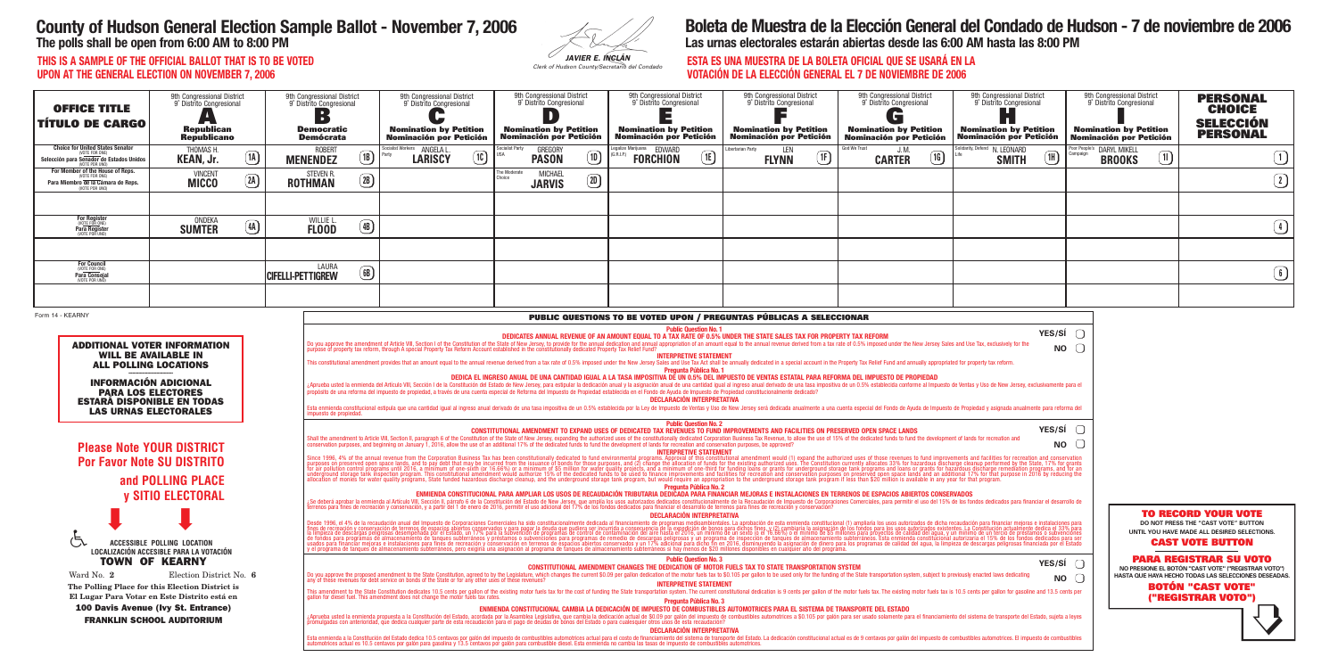# County of Hudson General Election Sample Ballot - November 7, 2006

**The polls shall be open from 6:00 AM to 8:00 PM**

**THIS IS A SAMPLE OF THE OFFICIAL BALLOT THAT IS TO BE VOTED UPON AT THE GENERAL ELECTION ON NOVEMBER 7, 2006**

JAVIER E. INCLÁN
*Clerk of Hudson County/Secretario del Condado*

# Boleta de Muestra de la Elección General del Condado de Hudson - 7 de noviembre de 2006

**Las urnas electorales estarán abiertas desde las 6:00 AM hasta las 8:00 PM**

**ESTA ES UNA MUESTRA DE LA BOLETA OFICIAL QUE SE USARÁ EN LA VOTACIÓN DE LA ELECCIÓN GENERAL EL 7 DE NOVIEMBRE DE 2006**

| OFFICE TITLE / TÍTULO DE CARGO | 9th Congressional District / 9° Distrito Congresional **A** Republican / Republicano | 9th Congressional District / 9° Distrito Congresional **B** Democratic / Demócrata | 9th Congressional District / 9° Distrito Congresional **C** Nomination by Petition / Nominación por Petición | 9th Congressional District / 9° Distrito Congresional **D** Nomination by Petition / Nominación por Petición | 9th Congressional District / 9° Distrito Congresional **E** Nomination by Petition / Nominación por Petición | 9th Congressional District / 9° Distrito Congresional **F** Nomination by Petition / Nominación por Petición | 9th Congressional District / 9° Distrito Congresional **G** Nomination by Petition / Nominación por Petición | 9th Congressional District / 9° Distrito Congresional **H** Nomination by Petition / Nominación por Petición | 9th Congressional District / 9° Distrito Congresional **I** Nomination by Petition / Nominación por Petición | PERSONAL CHOICE / SELECCIÓN PERSONAL |
|---|---|---|---|---|---|---|---|---|---|---|
| Choice for United States Senator (VOTE FOR ONE) / Selección para Senador de Estados Unidos (VOTE POR UNO) | THOMAS H. **KEAN, Jr.** (1A) | ROBERT **MENENDEZ** (1B) | Socialist Workers Party ANGELA L. **LARISCY** (1C) | Socialist Party USA GREGORY **PASON** (1D) | Legalize Marijuana (G.R.I.P.) EDWARD **FORCHION** (1E) | Libertarian Party LEN **FLYNN** (1F) | God We Trust J.M. **CARTER** (1G) | Solidarity, Defend Life N. LEONARD **SMITH** (1H) | Poor People's Campaign DARYL MIKELL **BROOKS** (1I) | (1) |
| For Member of the House of Reps. (VOTE FOR ONE) / Para Miembro de la Cámara de Reps. (VOTE POR UNO) | VINCENT **MICCO** (2A) | STEVEN R. **ROTHMAN** (2B) | | The Moderate Choice MICHAEL **JARVIS** (2D) | | | | | | (2) |
| | | | | | | | | | | |
| For Register (VOTE FOR ONE) / Para Register (VOTE POR UNO) | ONDEKA **SUMTER** (4A) | WILLIE L. **FLOOD** (4B) | | | | | | | | (4) |
| | | | | | | | | | | |
| For Council (VOTE FOR ONE) / Para Consejal (VOTE POR UNO) | | LAURA **CIFELLI-PETTIGREW** (6B) | | | | | | | | (6) |
| | | | | | | | | | | |

Form 14 - KEARNY

**ADDITIONAL VOTER INFORMATION WILL BE AVAILABLE IN ALL POLLING LOCATIONS**

**INFORMACIÓN ADICIONAL PARA LOS ELECTORES ESTARÁ DISPONIBLE EN TODAS LAS URNAS ELECTORALES**

**Please Note YOUR DISTRICT / Por Favor Note SU DISTRITO and POLLING PLACE / y SITIO ELECTORAL**

ACCESSIBLE POLLING LOCATION / LOCALIZACIÓN ACCESIBLE PARA LA VOTACIÓN

**TOWN OF KEARNY**

Ward No. **2** Election District No. **6**

**The Polling Place for this Election District is / El Lugar Para Votar en Este Distrito está en**

**100 Davis Avenue (Ivy St. Entrance)**
**FRANKLIN SCHOOL AUDITORIUM**

## PUBLIC QUESTIONS TO BE VOTED UPON / PREGUNTAS PÚBLICAS A SELECCIONAR

**Public Question No. 1**

**DEDICATES ANNUAL REVENUE OF AN AMOUNT EQUAL TO A TAX RATE OF 0.5% UNDER THE STATE SALES TAX FOR PROPERTY TAX REFORM**

YES/SÍ ◯ NO ◯

Do you approve the amendment of Article VIII, Section I of the Constitution of the State of New Jersey, to provide for the annual dedication and annual appropriation of an amount equal to the annual revenue derived from a tax rate of 0.5% imposed under the New Jersey Sales and Use Tax, exclusively for the purpose of property tax reform, through A Special Property Tax Reform Account established in the constitutionally dedicated Property Tax Relief Fund?

**INTERPRETIVE STATEMENT**

This constitutional amendment provides that an amount equal to the annual revenue derived from a tax rate of 0.5% imposed under the New Jersey Sales and Use Tax Act shall be annually dedicated in a special account in the Property Tax Relief Fund and annually appropriated for property tax reform.

**Pregunta Pública No. 1**

**DEDICA EL INGRESO ANUAL DE UNA CANTIDAD IGUAL A LA TASA IMPOSITIVA DE UN 0.5% DEL IMPUESTO DE VENTAS ESTATAL PARA REFORMA DEL IMPUESTO DE PROPIEDAD**

¿Aprueba usted la enmienda del Artículo VIII, Sección I de la Constitución del Estado de New Jersey, para estipular la dedicación anual y la asignación anual de una cantidad igual al ingreso anual derivado de una tasa impositiva de un 0.5% establecida conforme al Impuesto de Ventas y Uso de New Jersey, exclusivamente para el propósito de una reforma del impuesto de propiedad, a través de una cuenta especial de Reforma del Impuesto de Propiedad establecida en el Fondo de Ayuda de Impuesto de Propiedad constitucionalmente dedicado?

**DECLARACIÓN INTERPRETATIVA**

Esta enmienda constitucional estipula que una cantidad igual al ingreso anual derivado de una tasa impositiva de un 0.5% establecida por la Ley de Impuesto de Ventas y Uso de New Jersey será dedicada anualmente a una cuenta especial del Fondo de Ayuda de Impuesto de Propiedad y asignada anualmente para reforma del impuesto de propiedad.

**Public Question No. 2**

**CONSTITUTIONAL AMENDMENT TO EXPAND USES OF DEDICATED TAX REVENUES TO FUND IMPROVEMENTS AND FACILITIES ON PRESERVED OPEN SPACE LANDS**

YES/SÍ ◯ NO ◯

Shall the amendment to Article VIII, Section II, paragraph 6 of the Constitution of the State of New Jersey, expanding the authorized uses of the constitutionally dedicated Corporation Business Tax Revenue, to allow the use of 15% of the dedicated funds to fund the development of lands for recreation and conservation purposes, and beginning on January 1, 2016, allow the use of an additional 17% of the dedicated funds to fund the development of lands for recreation and conservation purposes, be approved?

**INTERPRETIVE STATEMENT**

Since 1996, 4% of the annual revenue from the Corporation Business Tax has been constitutionally dedicated to fund environmental programs. Approval of this constitutional amendment would (1) expand the authorized uses of those revenues to fund improvements and facilities for recreation and conservation purposes on preserved open space lands, and to pay debt that may be incurred from the issuance of bonds for those purposes, and (2) change the allocation of funds for the existing authorized uses. The Constitution currently allocates 33% for hazardous discharge cleanup performed by the State, 17% for grants for air pollution control programs until 2016; a minimum of one-sixth (or 16.66%) or a minimum of $5 million for water quality projects, and a minimum of $5 million for funding loans or grants for underground storage tank programs and loans or grants for hazardous discharge remediation programs, and for an underground storage tank inspection program. This constitutional amendment would authorize 15% of the dedicated funds to be used to finance improvements and facilities for recreation and conservation purposes on preserved open space lands and an additional 17% for that purpose in 2016 by reducing the allocation of monies for water quality programs, State funded hazardous discharge cleanup, and the underground storage tank program, but would require an appropriation to the underground storage tank program if less than $20 million is available in any year for that program.

**Pregunta Pública No. 2**

**ENMIENDA CONSTITUCIONAL PARA AMPLIAR LOS USOS DE RECAUDACIÓN TRIBUTARIA DEDICADA PARA FINANCIAR MEJORAS E INSTALACIONES EN TERRENOS DE ESPACIOS ABIERTOS CONSERVADOS**

¿Se deberá aprobar la enmienda al Artículo VIII, Sección II, párrafo 6 de la Constitución del Estado de New Jersey, que amplía los usos autorizados dedicados constitucionalmente de la Recaudación de Impuesto de Corporaciones Comerciales, para permitir el uso del 15% de los fondos dedicados para financiar el desarrollo de terrenos para fines de recreación y conservación, y a partir del 1 de enero de 2016, permitir el uso adicional del 17% de los fondos dedicados para financiar el desarrollo de terrenos para fines de recreación y conservación?

**DECLARACIÓN INTERPRETATIVA**

Desde 1996, el 4% de la recaudación anual del Impuesto de Corporaciones Comerciales ha sido constitucionalmente dedicada al financiamiento de programas medioambientales. La aprobación de esta enmienda constitucional (1) ampliaría los usos autorizados de dicha recaudación para financiar mejoras e instalaciones para fines de recreación y conservación en terrenos de espacios abiertos conservados y para pagar la deuda que pudiera ser incurrida a consecuencia de la expedición de bonos para dichos fines, y (2) cambiaría la asignación de los fondos para los usos autorizados existentes. La Constitución actualmente dedica el 33% para la limpieza de descargas peligrosas desempeñada por el Estado, un 17% para la subvención de programas de control de contaminación del aire hasta el 2016, un mínimo de un sexto (o el 16.66%) o un mínimo de $5 millones para proyectos de calidad del agua, y un mínimo de un tercio de préstamos o subvenciones de fondos para programas de almacenamiento de tanques subterráneos y préstamos o subvenciones para programas de remedio de descargas peligrosas y un programa de inspección de tanques de almacenamiento subterráneos. Esta enmienda constitucional autorizaría el 15% de los fondos dedicados para ser usados para financiar mejoras e instalaciones para fines de recreación y conservación en terrenos de espacios abiertos conservados y un 17% adicional para dicho fin en 2016, disminuyendo la asignación de dinero para los programas de calidad del agua, la limpieza de descargas peligrosas financiada por el Estado y el programa de tanques de almacenamiento subterráneos, pero exigiría una asignación al programa de tanques de almacenamiento subterráneos si hay menos de $20 millones disponibles en cualquier año del programa.

**Public Question No. 3**

**CONSTITUTIONAL AMENDMENT CHANGES THE DEDICATION OF MOTOR FUELS TAX TO STATE TRANSPORTATION SYSTEM**

YES/SÍ ◯ NO ◯

Do you approve the proposed amendment to the State Constitution, agreed to by the Legislature, which changes the current $0.09 per gallon dedication of the motor fuels tax to $0.105 per gallon to be used only for the funding of the State transportation system, subject to previously enacted laws dedicating any of these revenues for debt service on bonds of the State or for any other uses of these revenues?

**INTERPRETIVE STATEMENT**

This amendment to the State Constitution dedicates 10.5 cents per gallon of the existing motor fuels tax for the cost of funding the State transportation system. The current constitutional dedication is 9 cents per gallon of the motor fuels tax. The existing motor fuels tax is 10.5 cents per gallon for gasoline and 13.5 cents per gallon for diesel fuel. This amendment does not change the motor fuels tax rates.

**Pregunta Pública No. 3**

**ENMIENDA CONSTITUCIONAL CAMBIA LA DEDICACIÓN DE IMPUESTO DE COMBUSTIBLES AUTOMOTRICES PARA EL SISTEMA DE TRANSPORTE DEL ESTADO**

¿Aprueba usted la enmienda propuesta a la Constitución del Estado, acordada por la Asamblea Legislativa, que cambia la dedicación actual de $0.09 por galón del impuesto de combustibles automotrices a $0.105 por galón para ser usado solamente para el financiamiento del sistema de transporte del Estado, sujeta a leyes promulgadas con anterioridad, que dedica cualquier parte de esta recaudación para el pago de deudas de bonos del Estado o para cualesquier otros usos de esta recaudación?

**DECLARACIÓN INTERPRETATIVA**

Esta enmienda a la Constitución del Estado dedica 10.5 centavos por galón del impuesto de combustibles automotrices actual para el costo de financiamiento del sistema de transporte del Estado. La dedicación constitucional actual es de 9 centavos por galón del impuesto de combustibles automotrices. El impuesto de combustibles automotrices actual es 10.5 centavos por galón para gasolina y 13.5 centavos por galón para combustible diesel. Esta enmienda no cambia las tasas de impuesto de combustibles automotrices.

**TO RECORD YOUR VOTE**
**DO NOT PRESS THE "CAST VOTE" BUTTON UNTIL YOU HAVE MADE ALL DESIRED SELECTIONS.**
**CAST VOTE BUTTON**

**PARA REGISTRAR SU VOTO**
**NO PRESIONE EL BOTÓN "CAST VOTE" ("REGISTRAR VOTO") HASTA QUE HAYA HECHO TODAS LAS SELECCIONES DESEADAS.**
**BOTÓN "CAST VOTE" ("REGISTRAR VOTO")**